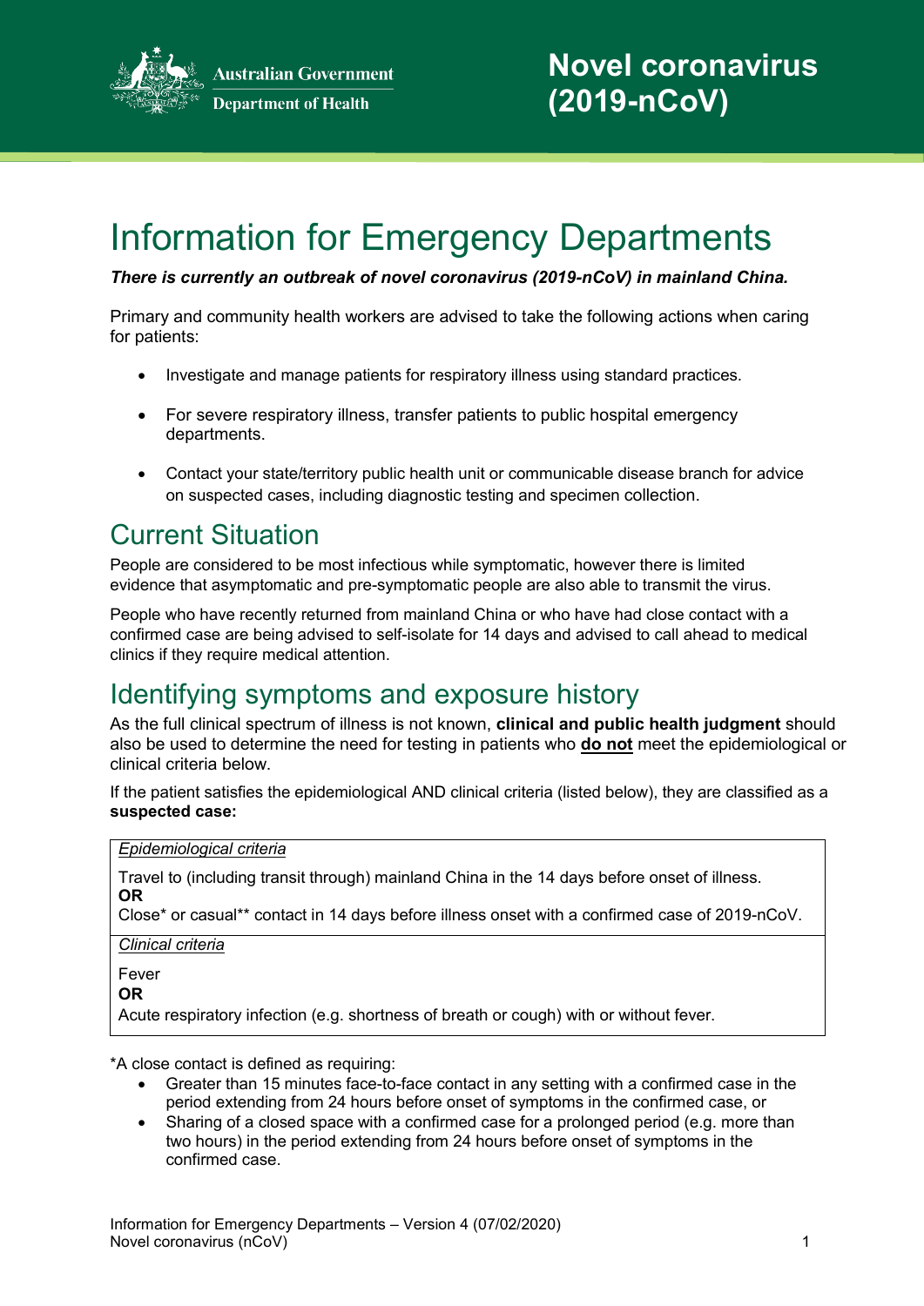Australian Government
Department of Health

# Novel coronavirus (2019-nCoV)

# Information for Emergency Departments

***There is currently an outbreak of novel coronavirus (2019-nCoV) in mainland China.***

Primary and community health workers are advised to take the following actions when caring for patients:

- Investigate and manage patients for respiratory illness using standard practices.
- For severe respiratory illness, transfer patients to public hospital emergency departments.
- Contact your state/territory public health unit or communicable disease branch for advice on suspected cases, including diagnostic testing and specimen collection.

## Current Situation

People are considered to be most infectious while symptomatic, however there is limited evidence that asymptomatic and pre-symptomatic people are also able to transmit the virus.

People who have recently returned from mainland China or who have had close contact with a confirmed case are being advised to self-isolate for 14 days and advised to call ahead to medical clinics if they require medical attention.

## Identifying symptoms and exposure history

As the full clinical spectrum of illness is not known, **clinical and public health judgment** should also be used to determine the need for testing in patients who **do not** meet the epidemiological or clinical criteria below.

If the patient satisfies the epidemiological AND clinical criteria (listed below), they are classified as a **suspected case:**

| *Epidemiological criteria* |
| --- |
| Travel to (including transit through) mainland China in the 14 days before onset of illness.<br>**OR**<br>Close* or casual** contact in 14 days before illness onset with a confirmed case of 2019-nCoV. |
| *Clinical criteria* |
| Fever<br>**OR**<br>Acute respiratory infection (e.g. shortness of breath or cough) with or without fever. |

*A close contact is defined as requiring:

- Greater than 15 minutes face-to-face contact in any setting with a confirmed case in the period extending from 24 hours before onset of symptoms in the confirmed case, or
- Sharing of a closed space with a confirmed case for a prolonged period (e.g. more than two hours) in the period extending from 24 hours before onset of symptoms in the confirmed case.

Information for Emergency Departments – Version 4 (07/02/2020)
Novel coronavirus (nCoV)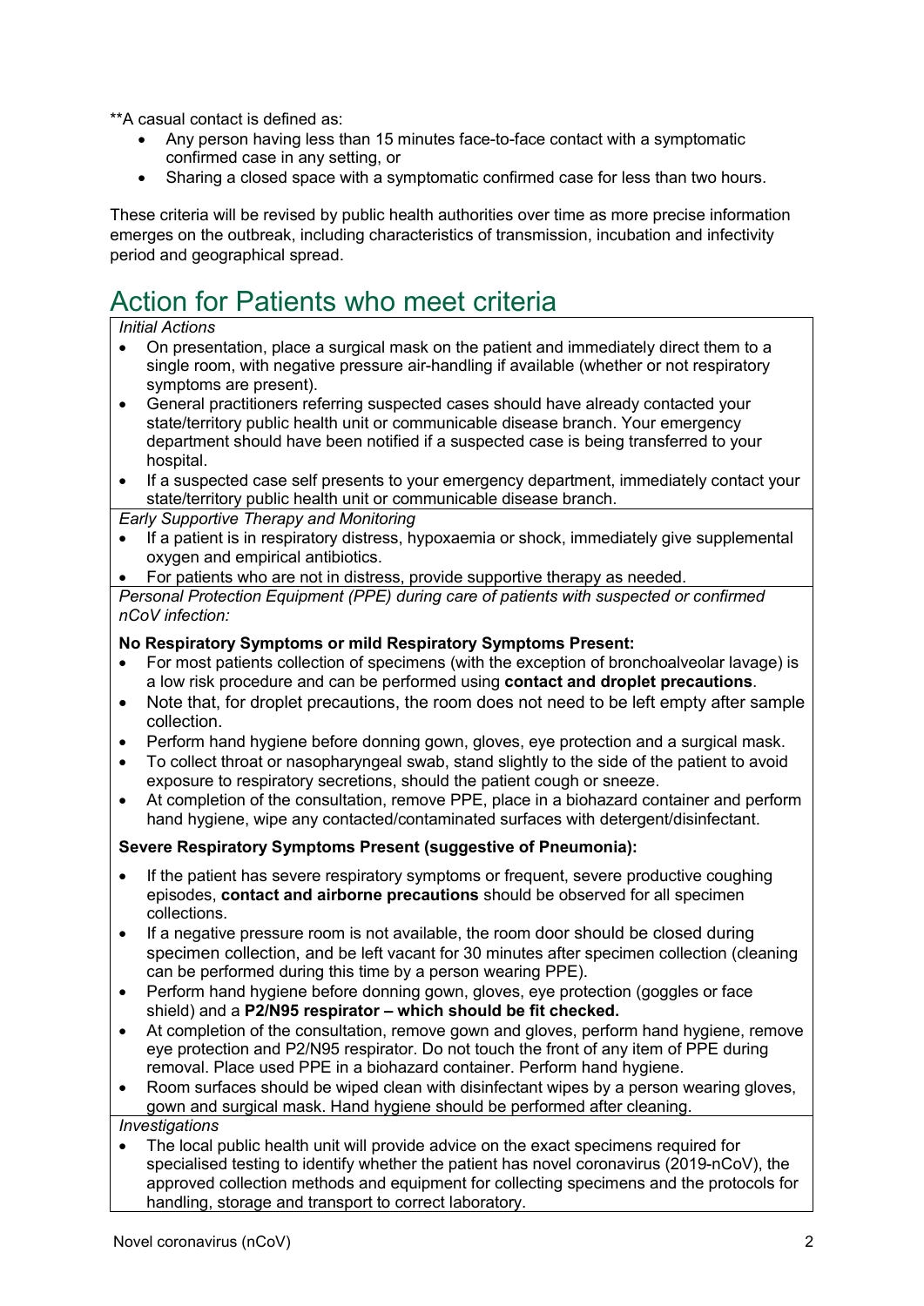**A casual contact is defined as:

- Any person having less than 15 minutes face-to-face contact with a symptomatic confirmed case in any setting, or
- Sharing a closed space with a symptomatic confirmed case for less than two hours.

These criteria will be revised by public health authorities over time as more precise information emerges on the outbreak, including characteristics of transmission, incubation and infectivity period and geographical spread.

# Action for Patients who meet criteria

*Initial Actions*

- On presentation, place a surgical mask on the patient and immediately direct them to a single room, with negative pressure air-handling if available (whether or not respiratory symptoms are present).
- General practitioners referring suspected cases should have already contacted your state/territory public health unit or communicable disease branch. Your emergency department should have been notified if a suspected case is being transferred to your hospital.
- If a suspected case self presents to your emergency department, immediately contact your state/territory public health unit or communicable disease branch.

*Early Supportive Therapy and Monitoring*

- If a patient is in respiratory distress, hypoxaemia or shock, immediately give supplemental oxygen and empirical antibiotics.
- For patients who are not in distress, provide supportive therapy as needed.

*Personal Protection Equipment (PPE) during care of patients with suspected or confirmed nCoV infection:*

**No Respiratory Symptoms or mild Respiratory Symptoms Present:**

- For most patients collection of specimens (with the exception of bronchoalveolar lavage) is a low risk procedure and can be performed using **contact and droplet precautions**.
- Note that, for droplet precautions, the room does not need to be left empty after sample collection.
- Perform hand hygiene before donning gown, gloves, eye protection and a surgical mask.
- To collect throat or nasopharyngeal swab, stand slightly to the side of the patient to avoid exposure to respiratory secretions, should the patient cough or sneeze.
- At completion of the consultation, remove PPE, place in a biohazard container and perform hand hygiene, wipe any contacted/contaminated surfaces with detergent/disinfectant.

**Severe Respiratory Symptoms Present (suggestive of Pneumonia):**

- If the patient has severe respiratory symptoms or frequent, severe productive coughing episodes, **contact and airborne precautions** should be observed for all specimen collections.
- If a negative pressure room is not available, the room door should be closed during specimen collection, and be left vacant for 30 minutes after specimen collection (cleaning can be performed during this time by a person wearing PPE).
- Perform hand hygiene before donning gown, gloves, eye protection (goggles or face shield) and a **P2/N95 respirator – which should be fit checked.**
- At completion of the consultation, remove gown and gloves, perform hand hygiene, remove eye protection and P2/N95 respirator. Do not touch the front of any item of PPE during removal. Place used PPE in a biohazard container. Perform hand hygiene.
- Room surfaces should be wiped clean with disinfectant wipes by a person wearing gloves, gown and surgical mask. Hand hygiene should be performed after cleaning.

*Investigations*

- The local public health unit will provide advice on the exact specimens required for specialised testing to identify whether the patient has novel coronavirus (2019-nCoV), the approved collection methods and equipment for collecting specimens and the protocols for handling, storage and transport to correct laboratory.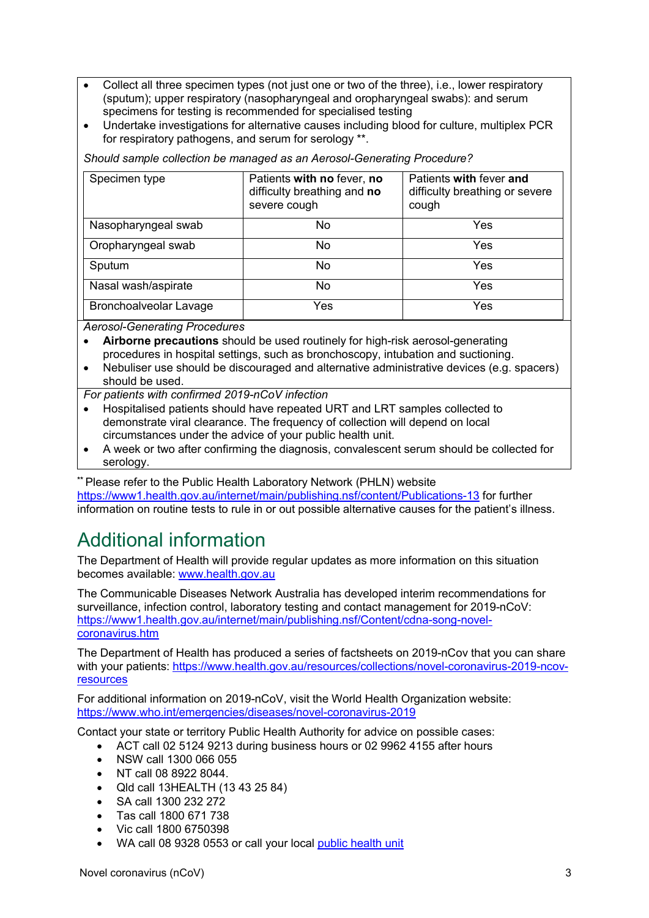- Collect all three specimen types (not just one or two of the three), i.e., lower respiratory (sputum); upper respiratory (nasopharyngeal and oropharyngeal swabs): and serum specimens for testing is recommended for specialised testing
- Undertake investigations for alternative causes including blood for culture, multiplex PCR for respiratory pathogens, and serum for serology **.

*Should sample collection be managed as an Aerosol-Generating Procedure?*

| Specimen type | Patients **with no** fever, **no** difficulty breathing and **no** severe cough | Patients **with** fever **and** difficulty breathing or severe cough |
|---|---|---|
| Nasopharyngeal swab | No | Yes |
| Oropharyngeal swab | No | Yes |
| Sputum | No | Yes |
| Nasal wash/aspirate | No | Yes |
| Bronchoalveolar Lavage | Yes | Yes |

*Aerosol-Generating Procedures*

- **Airborne precautions** should be used routinely for high-risk aerosol-generating procedures in hospital settings, such as bronchoscopy, intubation and suctioning.
- Nebuliser use should be discouraged and alternative administrative devices (e.g. spacers) should be used.

*For patients with confirmed 2019-nCoV infection*

- Hospitalised patients should have repeated URT and LRT samples collected to demonstrate viral clearance. The frequency of collection will depend on local circumstances under the advice of your public health unit.
- A week or two after confirming the diagnosis, convalescent serum should be collected for serology.

** Please refer to the Public Health Laboratory Network (PHLN) website https://www1.health.gov.au/internet/main/publishing.nsf/content/Publications-13 for further information on routine tests to rule in or out possible alternative causes for the patient's illness.

# Additional information

The Department of Health will provide regular updates as more information on this situation becomes available: www.health.gov.au

The Communicable Diseases Network Australia has developed interim recommendations for surveillance, infection control, laboratory testing and contact management for 2019-nCoV: https://www1.health.gov.au/internet/main/publishing.nsf/Content/cdna-song-novel-coronavirus.htm

The Department of Health has produced a series of factsheets on 2019-nCov that you can share with your patients: https://www.health.gov.au/resources/collections/novel-coronavirus-2019-ncov-resources

For additional information on 2019-nCoV, visit the World Health Organization website: https://www.who.int/emergencies/diseases/novel-coronavirus-2019

Contact your state or territory Public Health Authority for advice on possible cases:

- ACT call 02 5124 9213 during business hours or 02 9962 4155 after hours
- NSW call 1300 066 055
- NT call 08 8922 8044.
- Qld call 13HEALTH (13 43 25 84)
- SA call 1300 232 272
- Tas call 1800 671 738
- Vic call 1800 6750398
- WA call 08 9328 0553 or call your local public health unit